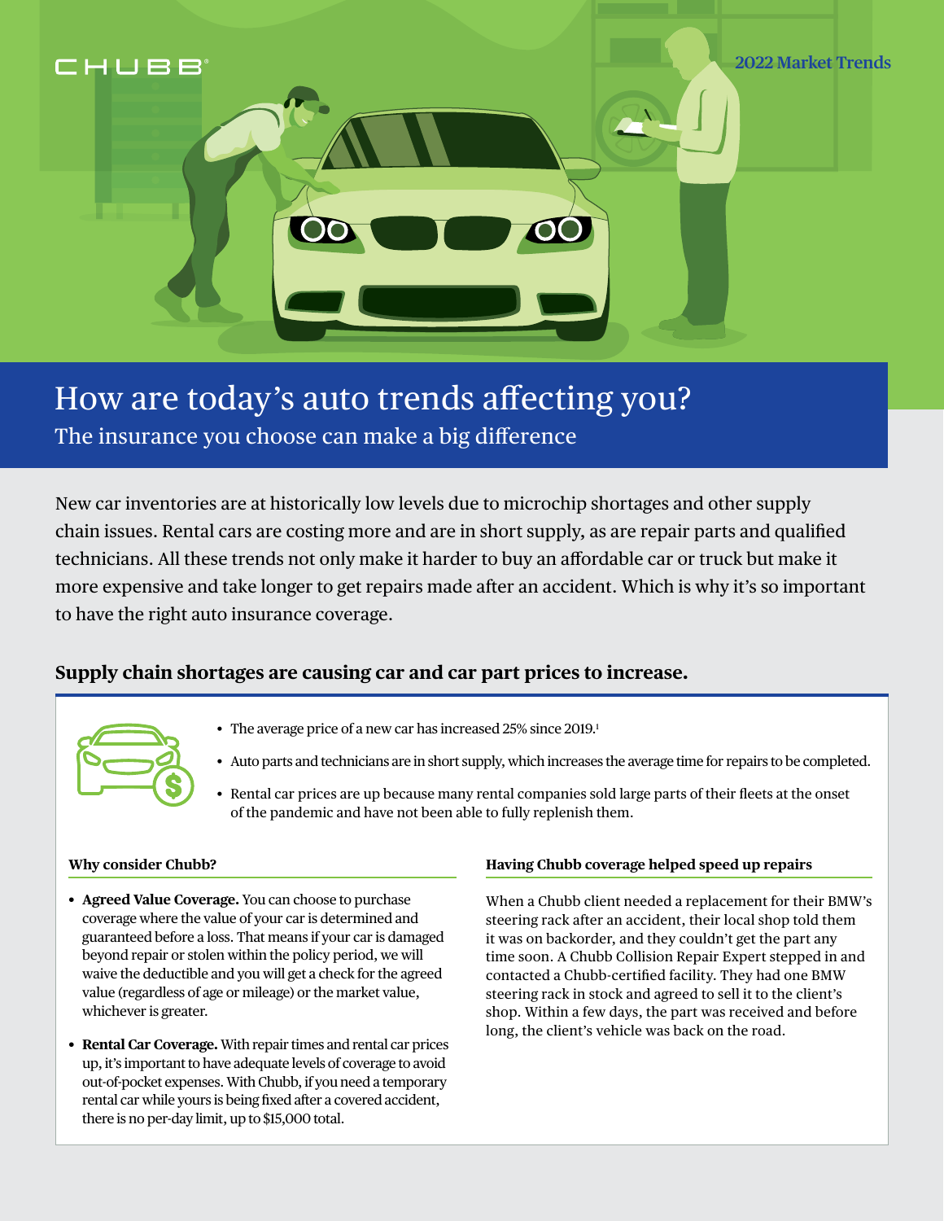CHUBB

2022 Market Trends

# How are today's auto trends affecting you?

## The insurance you choose can make a big difference

New car inventories are at historically low levels due to microchip shortages and other supply chain issues. Rental cars are costing more and are in short supply, as are repair parts and qualified technicians. All these trends not only make it harder to buy an affordable car or truck but make it more expensive and take longer to get repairs made after an accident. Which is why it's so important to have the right auto insurance coverage.

### Supply chain shortages are causing car and car part prices to increase.

- The average price of a new car has increased 25% since 2019.[1]
- Auto parts and technicians are in short supply, which increases the average time for repairs to be completed.
- Rental car prices are up because many rental companies sold large parts of their fleets at the onset of the pandemic and have not been able to fully replenish them.

#### Why consider Chubb?

- **Agreed Value Coverage.** You can choose to purchase coverage where the value of your car is determined and guaranteed before a loss. That means if your car is damaged beyond repair or stolen within the policy period, we will waive the deductible and you will get a check for the agreed value (regardless of age or mileage) or the market value, whichever is greater.
- **Rental Car Coverage.** With repair times and rental car prices up, it's important to have adequate levels of coverage to avoid out-of-pocket expenses. With Chubb, if you need a temporary rental car while yours is being fixed after a covered accident, there is no per-day limit, up to $15,000 total.

#### Having Chubb coverage helped speed up repairs

When a Chubb client needed a replacement for their BMW's steering rack after an accident, their local shop told them it was on backorder, and they couldn't get the part any time soon. A Chubb Collision Repair Expert stepped in and contacted a Chubb-certified facility. They had one BMW steering rack in stock and agreed to sell it to the client's shop. Within a few days, the part was received and before long, the client's vehicle was back on the road.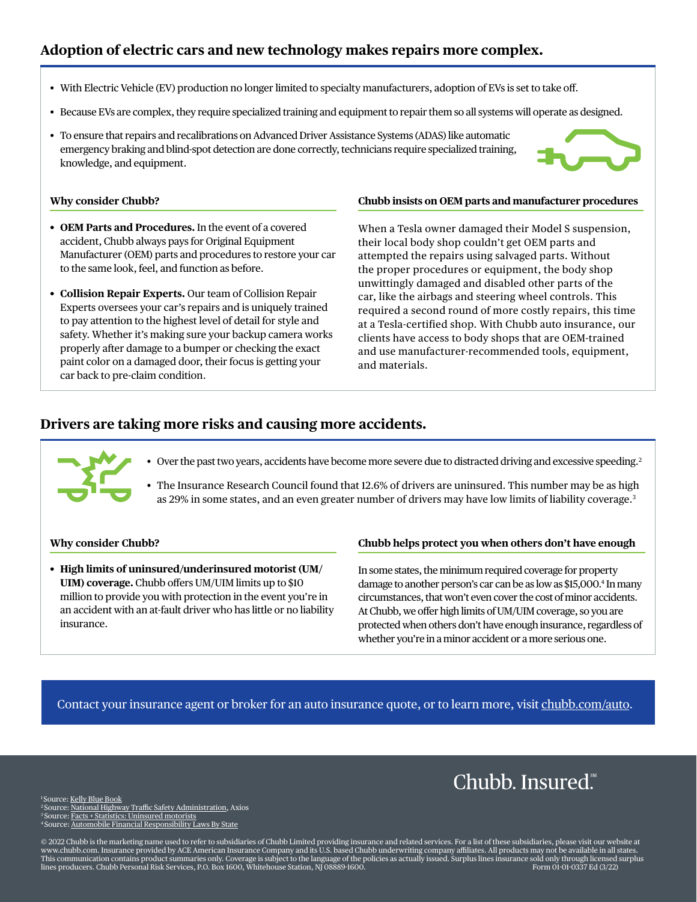## Adoption of electric cars and new technology makes repairs more complex.

- With Electric Vehicle (EV) production no longer limited to specialty manufacturers, adoption of EVs is set to take off.
- Because EVs are complex, they require specialized training and equipment to repair them so all systems will operate as designed.
- To ensure that repairs and recalibrations on Advanced Driver Assistance Systems (ADAS) like automatic emergency braking and blind-spot detection are done correctly, technicians require specialized training, knowledge, and equipment.

### Why consider Chubb?

- **OEM Parts and Procedures.** In the event of a covered accident, Chubb always pays for Original Equipment Manufacturer (OEM) parts and procedures to restore your car to the same look, feel, and function as before.
- **Collision Repair Experts.** Our team of Collision Repair Experts oversees your car's repairs and is uniquely trained to pay attention to the highest level of detail for style and safety. Whether it's making sure your backup camera works properly after damage to a bumper or checking the exact paint color on a damaged door, their focus is getting your car back to pre-claim condition.

### Chubb insists on OEM parts and manufacturer procedures

When a Tesla owner damaged their Model S suspension, their local body shop couldn't get OEM parts and attempted the repairs using salvaged parts. Without the proper procedures or equipment, the body shop unwittingly damaged and disabled other parts of the car, like the airbags and steering wheel controls. This required a second round of more costly repairs, this time at a Tesla-certified shop. With Chubb auto insurance, our clients have access to body shops that are OEM-trained and use manufacturer-recommended tools, equipment, and materials.

## Drivers are taking more risks and causing more accidents.

- Over the past two years, accidents have become more severe due to distracted driving and excessive speeding.[2]
- The Insurance Research Council found that 12.6% of drivers are uninsured. This number may be as high as 29% in some states, and an even greater number of drivers may have low limits of liability coverage.[3]

### Why consider Chubb?

- **High limits of uninsured/underinsured motorist (UM/UIM) coverage.** Chubb offers UM/UIM limits up to $10 million to provide you with protection in the event you're in an accident with an at-fault driver who has little or no liability insurance.

### Chubb helps protect you when others don't have enough

In some states, the minimum required coverage for property damage to another person's car can be as low as $15,000.[4] In many circumstances, that won't even cover the cost of minor accidents. At Chubb, we offer high limits of UM/UIM coverage, so you are protected when others don't have enough insurance, regardless of whether you're in a minor accident or a more serious one.

Contact your insurance agent or broker for an auto insurance quote, or to learn more, visit chubb.com/auto.

Chubb. Insured.℠

[1] Source: Kelly Blue Book
[2] Source: National Highway Traffic Safety Administration, Axios
[3] Source: Facts + Statistics: Uninsured motorists
[4] Source: Automobile Financial Responsibility Laws By State

© 2022 Chubb is the marketing name used to refer to subsidiaries of Chubb Limited providing insurance and related services. For a list of these subsidiaries, please visit our website at www.chubb.com. Insurance provided by ACE American Insurance Company and its U.S. based Chubb underwriting company affiliates. All products may not be available in all states. This communication contains product summaries only. Coverage is subject to the language of the policies as actually issued. Surplus lines insurance sold only through licensed surplus lines producers. Chubb Personal Risk Services, P.O. Box 1600, Whitehouse Station, NJ 08889-1600. Form 01-01-0337 Ed (3/22)